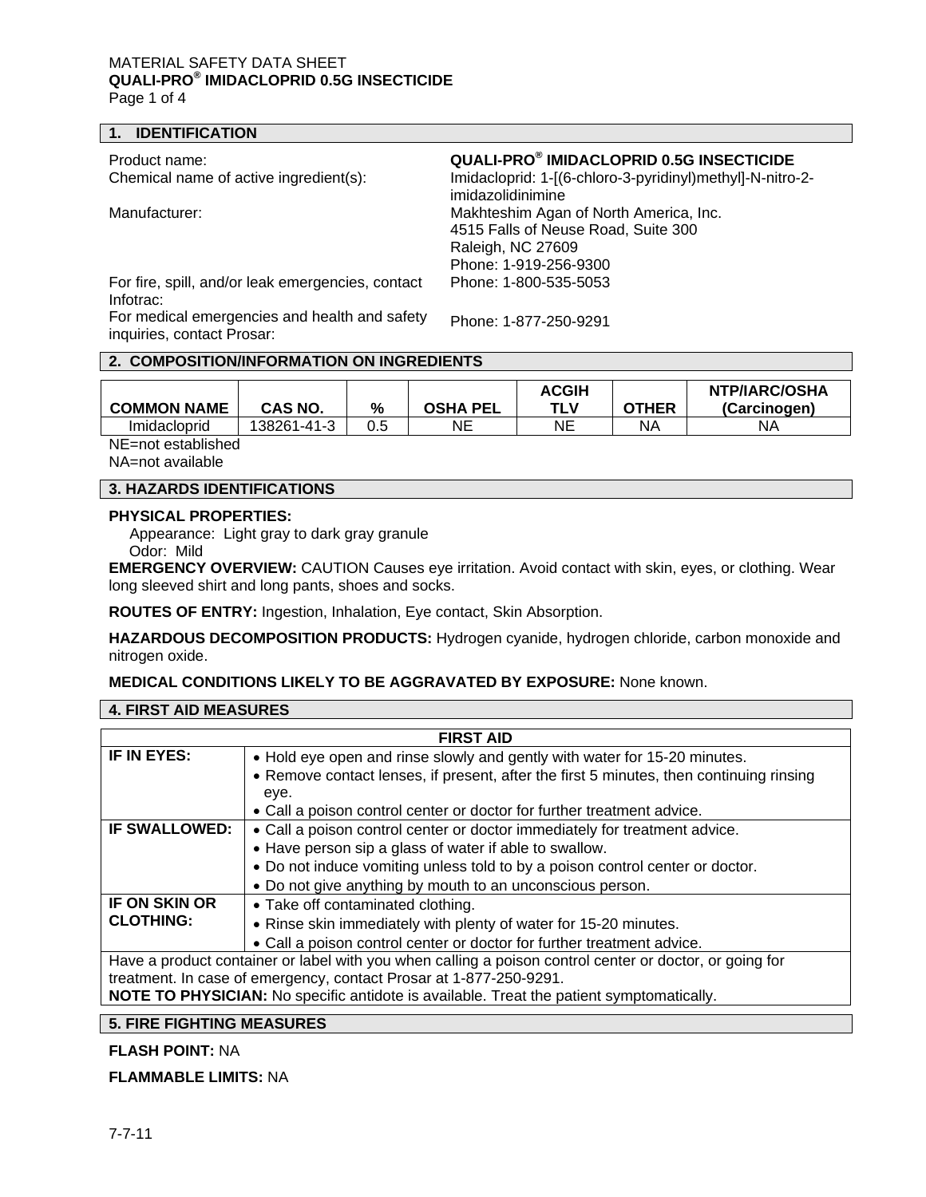MATERIAL SAFETY DATA SHEET
**QUALI-PRO® IMIDACLOPRID 0.5G INSECTICIDE**

## 1. IDENTIFICATION

| | |
|---|---|
| Product name: | **QUALI-PRO® IMIDACLOPRID 0.5G INSECTICIDE** |
| Chemical name of active ingredient(s): | Imidacloprid: 1-[(6-chloro-3-pyridinyl)methyl]-N-nitro-2-imidazolidinimine |
| Manufacturer: | Makhteshim Agan of North America, Inc.<br>4515 Falls of Neuse Road, Suite 300<br>Raleigh, NC 27609<br>Phone: 1-919-256-9300 |
| For fire, spill, and/or leak emergencies, contact Infotrac: | Phone: 1-800-535-5053 |
| For medical emergencies and health and safety inquiries, contact Prosar: | Phone: 1-877-250-9291 |

## 2. COMPOSITION/INFORMATION ON INGREDIENTS

| COMMON NAME | CAS NO. | % | OSHA PEL | ACGIH TLV | OTHER | NTP/IARC/OSHA (Carcinogen) |
|---|---|---|---|---|---|---|
| Imidacloprid | 138261-41-3 | 0.5 | NE | NE | NA | NA |

NE=not established
NA=not available

## 3. HAZARDS IDENTIFICATIONS

**PHYSICAL PROPERTIES:**
Appearance: Light gray to dark gray granule
Odor: Mild

**EMERGENCY OVERVIEW:** CAUTION Causes eye irritation. Avoid contact with skin, eyes, or clothing. Wear long sleeved shirt and long pants, shoes and socks.

**ROUTES OF ENTRY:** Ingestion, Inhalation, Eye contact, Skin Absorption.

**HAZARDOUS DECOMPOSITION PRODUCTS:** Hydrogen cyanide, hydrogen chloride, carbon monoxide and nitrogen oxide.

**MEDICAL CONDITIONS LIKELY TO BE AGGRAVATED BY EXPOSURE:** None known.

## 4. FIRST AID MEASURES

| FIRST AID | |
|---|---|
| **IF IN EYES:** | • Hold eye open and rinse slowly and gently with water for 15-20 minutes.<br>• Remove contact lenses, if present, after the first 5 minutes, then continuing rinsing eye.<br>• Call a poison control center or doctor for further treatment advice. |
| **IF SWALLOWED:** | • Call a poison control center or doctor immediately for treatment advice.<br>• Have person sip a glass of water if able to swallow.<br>• Do not induce vomiting unless told to by a poison control center or doctor.<br>• Do not give anything by mouth to an unconscious person. |
| **IF ON SKIN OR CLOTHING:** | • Take off contaminated clothing.<br>• Rinse skin immediately with plenty of water for 15-20 minutes.<br>• Call a poison control center or doctor for further treatment advice. |

Have a product container or label with you when calling a poison control center or doctor, or going for treatment. In case of emergency, contact Prosar at 1-877-250-9291.
**NOTE TO PHYSICIAN:** No specific antidote is available. Treat the patient symptomatically.

## 5. FIRE FIGHTING MEASURES

**FLASH POINT:** NA

**FLAMMABLE LIMITS:** NA

7-7-11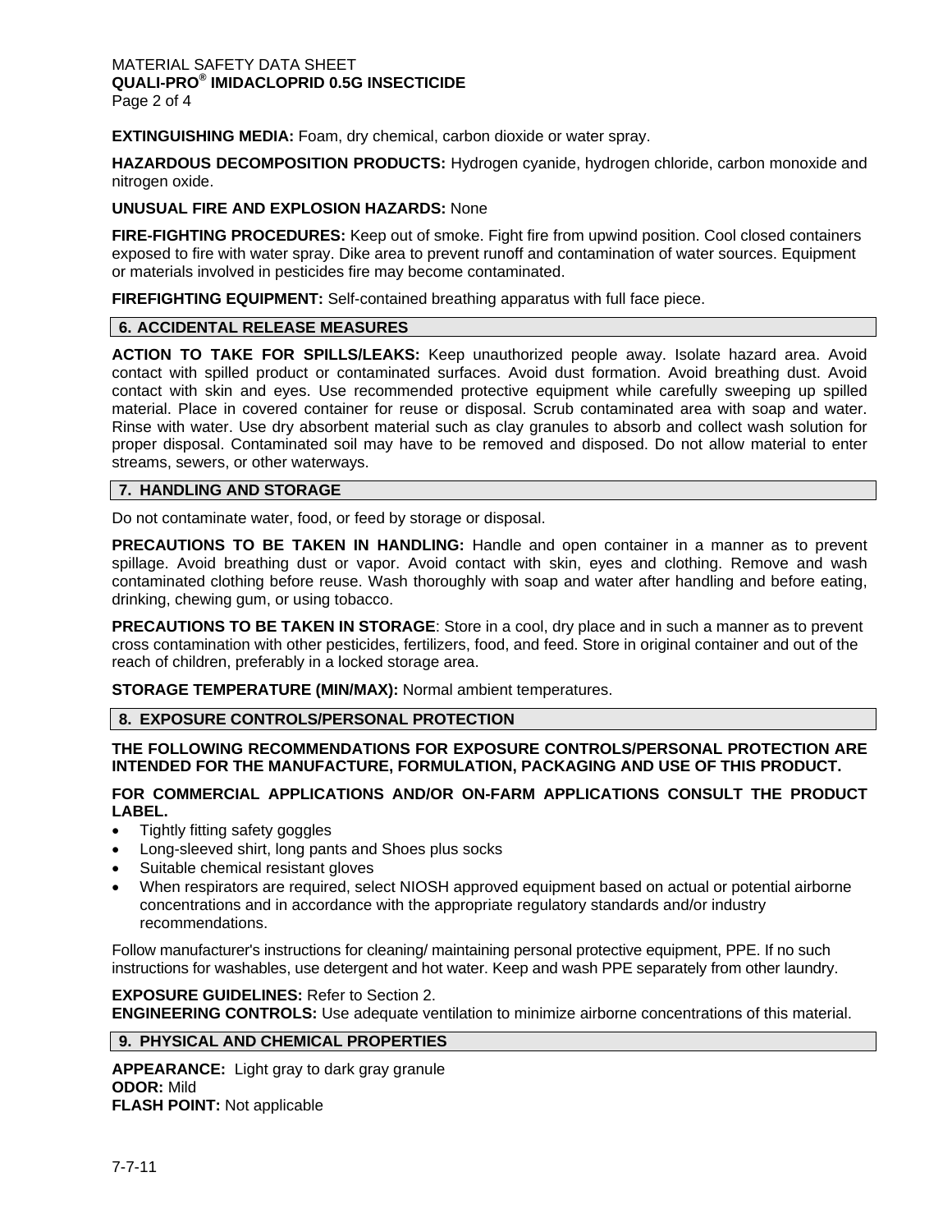**EXTINGUISHING MEDIA:** Foam, dry chemical, carbon dioxide or water spray.

**HAZARDOUS DECOMPOSITION PRODUCTS:** Hydrogen cyanide, hydrogen chloride, carbon monoxide and nitrogen oxide.

**UNUSUAL FIRE AND EXPLOSION HAZARDS:** None

**FIRE-FIGHTING PROCEDURES:** Keep out of smoke. Fight fire from upwind position. Cool closed containers exposed to fire with water spray. Dike area to prevent runoff and contamination of water sources. Equipment or materials involved in pesticides fire may become contaminated.

**FIREFIGHTING EQUIPMENT:** Self-contained breathing apparatus with full face piece.

## 6. ACCIDENTAL RELEASE MEASURES

**ACTION TO TAKE FOR SPILLS/LEAKS:** Keep unauthorized people away. Isolate hazard area. Avoid contact with spilled product or contaminated surfaces. Avoid dust formation. Avoid breathing dust. Avoid contact with skin and eyes. Use recommended protective equipment while carefully sweeping up spilled material. Place in covered container for reuse or disposal. Scrub contaminated area with soap and water. Rinse with water. Use dry absorbent material such as clay granules to absorb and collect wash solution for proper disposal. Contaminated soil may have to be removed and disposed. Do not allow material to enter streams, sewers, or other waterways.

## 7. HANDLING AND STORAGE

Do not contaminate water, food, or feed by storage or disposal.

**PRECAUTIONS TO BE TAKEN IN HANDLING:** Handle and open container in a manner as to prevent spillage. Avoid breathing dust or vapor. Avoid contact with skin, eyes and clothing. Remove and wash contaminated clothing before reuse. Wash thoroughly with soap and water after handling and before eating, drinking, chewing gum, or using tobacco.

**PRECAUTIONS TO BE TAKEN IN STORAGE**: Store in a cool, dry place and in such a manner as to prevent cross contamination with other pesticides, fertilizers, food, and feed. Store in original container and out of the reach of children, preferably in a locked storage area.

**STORAGE TEMPERATURE (MIN/MAX):** Normal ambient temperatures.

## 8. EXPOSURE CONTROLS/PERSONAL PROTECTION

**THE FOLLOWING RECOMMENDATIONS FOR EXPOSURE CONTROLS/PERSONAL PROTECTION ARE INTENDED FOR THE MANUFACTURE, FORMULATION, PACKAGING AND USE OF THIS PRODUCT.**

**FOR COMMERCIAL APPLICATIONS AND/OR ON-FARM APPLICATIONS CONSULT THE PRODUCT LABEL.**

- Tightly fitting safety goggles
- Long-sleeved shirt, long pants and Shoes plus socks
- Suitable chemical resistant gloves
- When respirators are required, select NIOSH approved equipment based on actual or potential airborne concentrations and in accordance with the appropriate regulatory standards and/or industry recommendations.

Follow manufacturer's instructions for cleaning/ maintaining personal protective equipment, PPE. If no such instructions for washables, use detergent and hot water. Keep and wash PPE separately from other laundry.

**EXPOSURE GUIDELINES:** Refer to Section 2.
**ENGINEERING CONTROLS:** Use adequate ventilation to minimize airborne concentrations of this material.

## 9. PHYSICAL AND CHEMICAL PROPERTIES

**APPEARANCE:** Light gray to dark gray granule
**ODOR:** Mild
**FLASH POINT:** Not applicable

7-7-11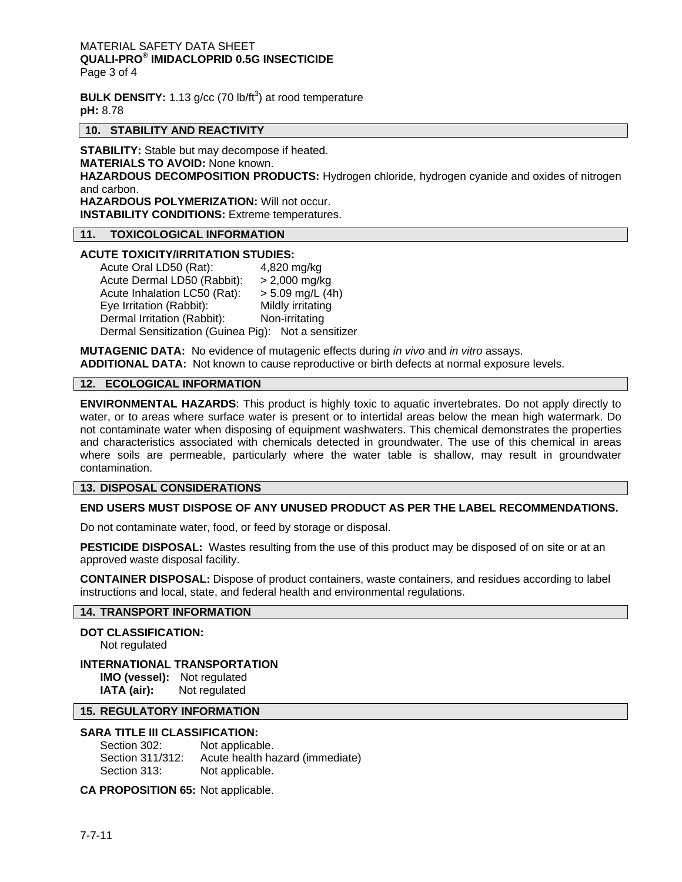**BULK DENSITY:** 1.13 g/cc (70 lb/ft$^3$) at rood temperature
**pH:** 8.78

## 10. STABILITY AND REACTIVITY

**STABILITY:** Stable but may decompose if heated.
**MATERIALS TO AVOID:** None known.
**HAZARDOUS DECOMPOSITION PRODUCTS:** Hydrogen chloride, hydrogen cyanide and oxides of nitrogen and carbon.
**HAZARDOUS POLYMERIZATION:** Will not occur.
**INSTABILITY CONDITIONS:** Extreme temperatures.

## 11. TOXICOLOGICAL INFORMATION

**ACUTE TOXICITY/IRRITATION STUDIES:**

| | |
|---|---|
| Acute Oral LD50 (Rat): | 4,820 mg/kg |
| Acute Dermal LD50 (Rabbit): | > 2,000 mg/kg |
| Acute Inhalation LC50 (Rat): | > 5.09 mg/L (4h) |
| Eye Irritation (Rabbit): | Mildly irritating |
| Dermal Irritation (Rabbit): | Non-irritating |
| Dermal Sensitization (Guinea Pig): | Not a sensitizer |

**MUTAGENIC DATA:** No evidence of mutagenic effects during *in vivo* and *in vitro* assays.
**ADDITIONAL DATA:** Not known to cause reproductive or birth defects at normal exposure levels.

## 12. ECOLOGICAL INFORMATION

**ENVIRONMENTAL HAZARDS**: This product is highly toxic to aquatic invertebrates. Do not apply directly to water, or to areas where surface water is present or to intertidal areas below the mean high watermark. Do not contaminate water when disposing of equipment washwaters. This chemical demonstrates the properties and characteristics associated with chemicals detected in groundwater. The use of this chemical in areas where soils are permeable, particularly where the water table is shallow, may result in groundwater contamination.

## 13. DISPOSAL CONSIDERATIONS

**END USERS MUST DISPOSE OF ANY UNUSED PRODUCT AS PER THE LABEL RECOMMENDATIONS.**

Do not contaminate water, food, or feed by storage or disposal.

**PESTICIDE DISPOSAL:** Wastes resulting from the use of this product may be disposed of on site or at an approved waste disposal facility.

**CONTAINER DISPOSAL:** Dispose of product containers, waste containers, and residues according to label instructions and local, state, and federal health and environmental regulations.

## 14. TRANSPORT INFORMATION

**DOT CLASSIFICATION:**
Not regulated

**INTERNATIONAL TRANSPORTATION**
**IMO (vessel):** Not regulated
**IATA (air):** Not regulated

## 15. REGULATORY INFORMATION

**SARA TITLE III CLASSIFICATION:**

| | |
|---|---|
| Section 302: | Not applicable. |
| Section 311/312: | Acute health hazard (immediate) |
| Section 313: | Not applicable. |

**CA PROPOSITION 65:** Not applicable.

7-7-11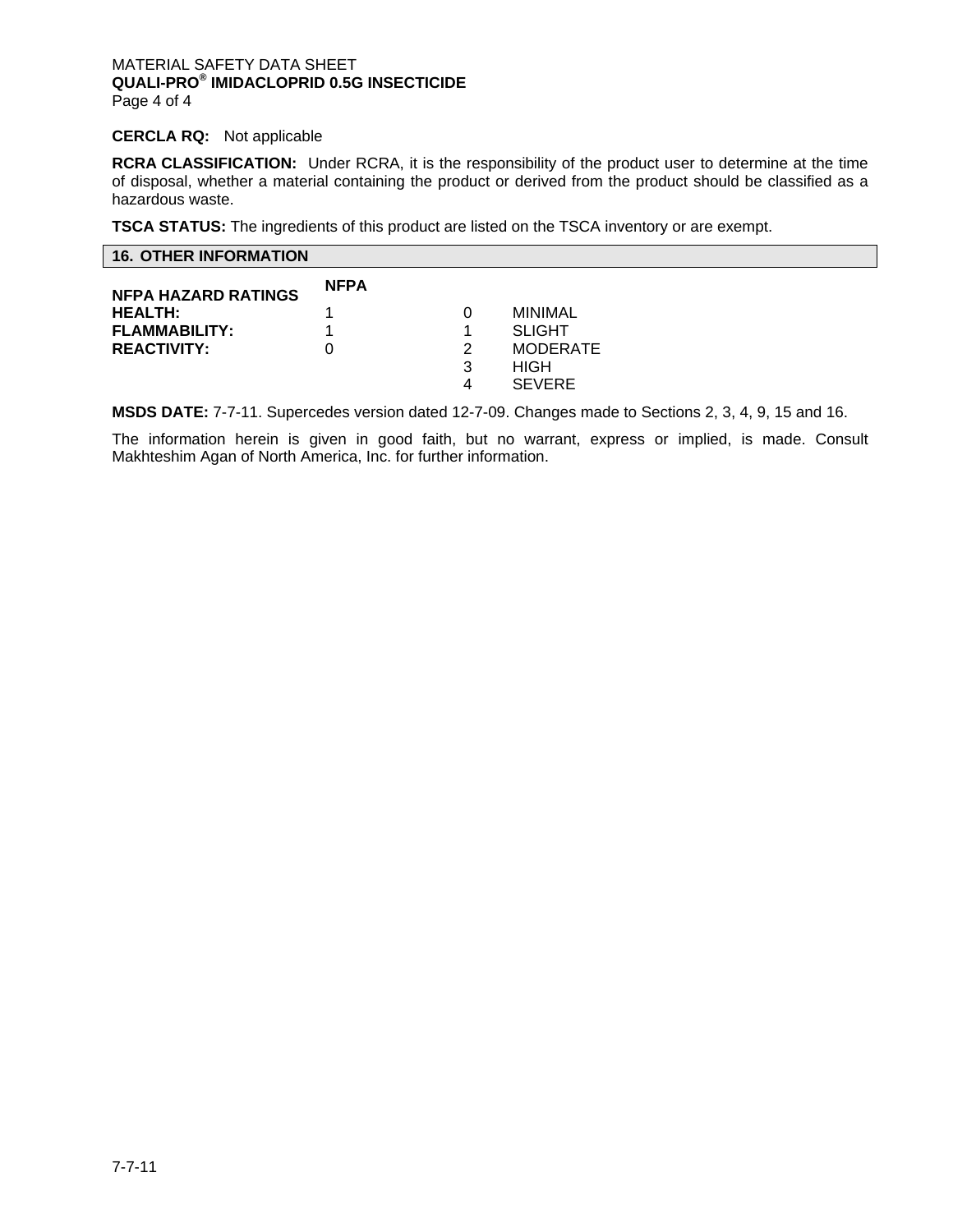**CERCLA RQ:** Not applicable

**RCRA CLASSIFICATION:** Under RCRA, it is the responsibility of the product user to determine at the time of disposal, whether a material containing the product or derived from the product should be classified as a hazardous waste.

**TSCA STATUS:** The ingredients of this product are listed on the TSCA inventory or are exempt.

## 16. OTHER INFORMATION

| NFPA HAZARD RATINGS | NFPA | | |
|---|---|---|---|
| **HEALTH:** | 1 | 0 | MINIMAL |
| **FLAMMABILITY:** | 1 | 1 | SLIGHT |
| **REACTIVITY:** | 0 | 2 | MODERATE |
| | | 3 | HIGH |
| | | 4 | SEVERE |

**MSDS DATE:** 7-7-11. Supercedes version dated 12-7-09. Changes made to Sections 2, 3, 4, 9, 15 and 16.

The information herein is given in good faith, but no warrant, express or implied, is made. Consult Makhteshim Agan of North America, Inc. for further information.